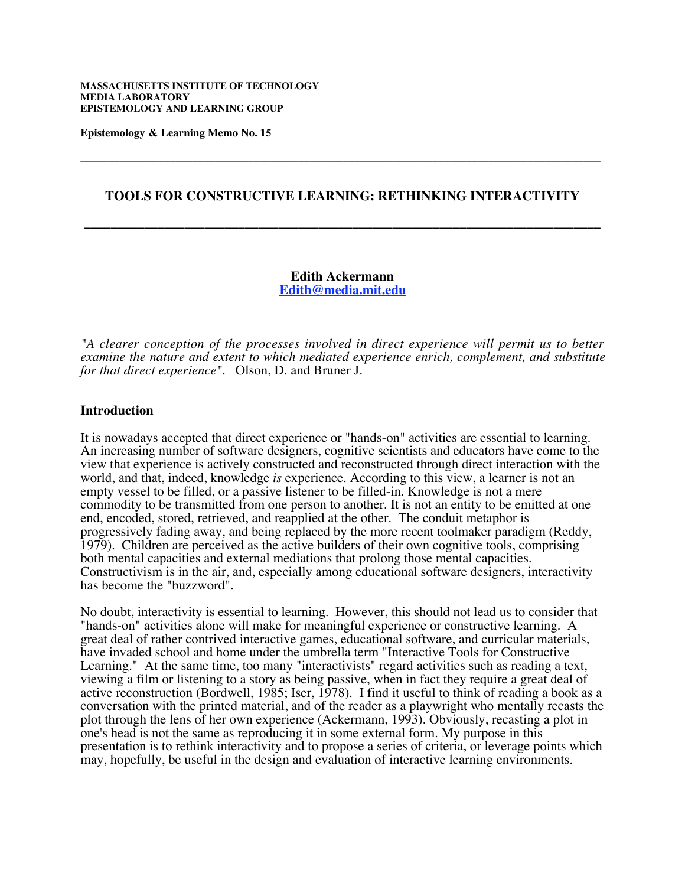**MASSACHUSETTS INSTITUTE OF TECHNOLOGY**
**MEDIA LABORATORY**
**EPISTEMOLOGY AND LEARNING GROUP**

**Epistemology & Learning Memo No. 15**

---

# TOOLS FOR CONSTRUCTIVE LEARNING: RETHINKING INTERACTIVITY

---

**Edith Ackermann**
**Edith@media.mit.edu**

*"A clearer conception of the processes involved in direct experience will permit us to better examine the nature and extent to which mediated experience enrich, complement, and substitute for that direct experience".* Olson, D. and Bruner J.

## Introduction

It is nowadays accepted that direct experience or "hands-on" activities are essential to learning. An increasing number of software designers, cognitive scientists and educators have come to the view that experience is actively constructed and reconstructed through direct interaction with the world, and that, indeed, knowledge *is* experience. According to this view, a learner is not an empty vessel to be filled, or a passive listener to be filled-in. Knowledge is not a mere commodity to be transmitted from one person to another. It is not an entity to be emitted at one end, encoded, stored, retrieved, and reapplied at the other. The conduit metaphor is progressively fading away, and being replaced by the more recent toolmaker paradigm (Reddy, 1979). Children are perceived as the active builders of their own cognitive tools, comprising both mental capacities and external mediations that prolong those mental capacities. Constructivism is in the air, and, especially among educational software designers, interactivity has become the "buzzword".

No doubt, interactivity is essential to learning. However, this should not lead us to consider that "hands-on" activities alone will make for meaningful experience or constructive learning. A great deal of rather contrived interactive games, educational software, and curricular materials, have invaded school and home under the umbrella term "Interactive Tools for Constructive Learning." At the same time, too many "interactivists" regard activities such as reading a text, viewing a film or listening to a story as being passive, when in fact they require a great deal of active reconstruction (Bordwell, 1985; Iser, 1978). I find it useful to think of reading a book as a conversation with the printed material, and of the reader as a playwright who mentally recasts the plot through the lens of her own experience (Ackermann, 1993). Obviously, recasting a plot in one's head is not the same as reproducing it in some external form. My purpose in this presentation is to rethink interactivity and to propose a series of criteria, or leverage points which may, hopefully, be useful in the design and evaluation of interactive learning environments.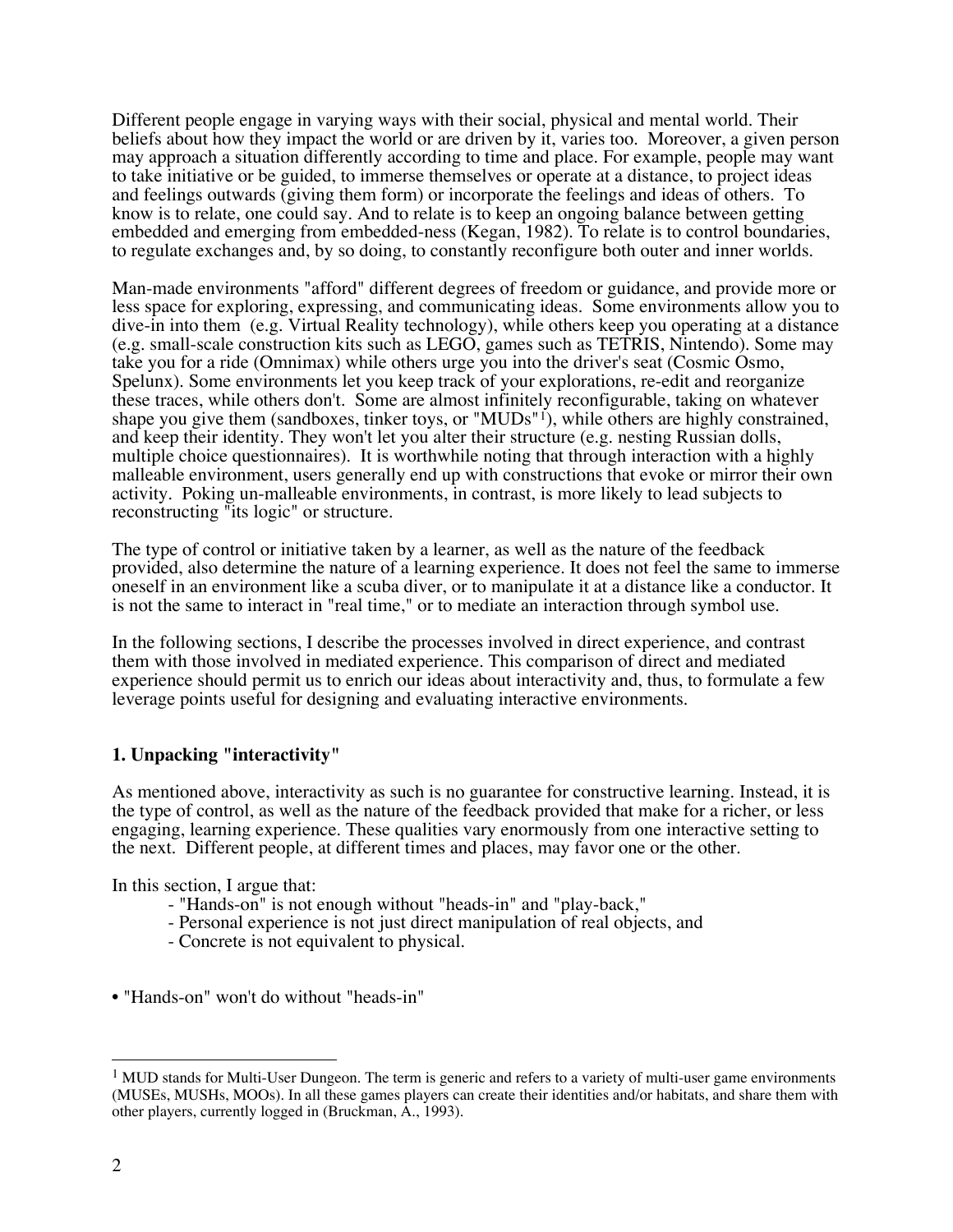Different people engage in varying ways with their social, physical and mental world. Their beliefs about how they impact the world or are driven by it, varies too. Moreover, a given person may approach a situation differently according to time and place. For example, people may want to take initiative or be guided, to immerse themselves or operate at a distance, to project ideas and feelings outwards (giving them form) or incorporate the feelings and ideas of others. To know is to relate, one could say. And to relate is to keep an ongoing balance between getting embedded and emerging from embedded-ness (Kegan, 1982). To relate is to control boundaries, to regulate exchanges and, by so doing, to constantly reconfigure both outer and inner worlds.

Man-made environments "afford" different degrees of freedom or guidance, and provide more or less space for exploring, expressing, and communicating ideas. Some environments allow you to dive-in into them (e.g. Virtual Reality technology), while others keep you operating at a distance (e.g. small-scale construction kits such as LEGO, games such as TETRIS, Nintendo). Some may take you for a ride (Omnimax) while others urge you into the driver's seat (Cosmic Osmo, Spelunx). Some environments let you keep track of your explorations, re-edit and reorganize these traces, while others don't. Some are almost infinitely reconfigurable, taking on whatever shape you give them (sandboxes, tinker toys, or "MUDs"[1]), while others are highly constrained, and keep their identity. They won't let you alter their structure (e.g. nesting Russian dolls, multiple choice questionnaires). It is worthwhile noting that through interaction with a highly malleable environment, users generally end up with constructions that evoke or mirror their own activity. Poking un-malleable environments, in contrast, is more likely to lead subjects to reconstructing "its logic" or structure.

The type of control or initiative taken by a learner, as well as the nature of the feedback provided, also determine the nature of a learning experience. It does not feel the same to immerse oneself in an environment like a scuba diver, or to manipulate it at a distance like a conductor. It is not the same to interact in "real time," or to mediate an interaction through symbol use.

In the following sections, I describe the processes involved in direct experience, and contrast them with those involved in mediated experience. This comparison of direct and mediated experience should permit us to enrich our ideas about interactivity and, thus, to formulate a few leverage points useful for designing and evaluating interactive environments.

## 1. Unpacking "interactivity"

As mentioned above, interactivity as such is no guarantee for constructive learning. Instead, it is the type of control, as well as the nature of the feedback provided that make for a richer, or less engaging, learning experience. These qualities vary enormously from one interactive setting to the next. Different people, at different times and places, may favor one or the other.

In this section, I argue that:

- "Hands-on" is not enough without "heads-in" and "play-back,"
- Personal experience is not just direct manipulation of real objects, and
- Concrete is not equivalent to physical.

• "Hands-on" won't do without "heads-in"

[1] MUD stands for Multi-User Dungeon. The term is generic and refers to a variety of multi-user game environments (MUSEs, MUSHs, MOOs). In all these games players can create their identities and/or habitats, and share them with other players, currently logged in (Bruckman, A., 1993).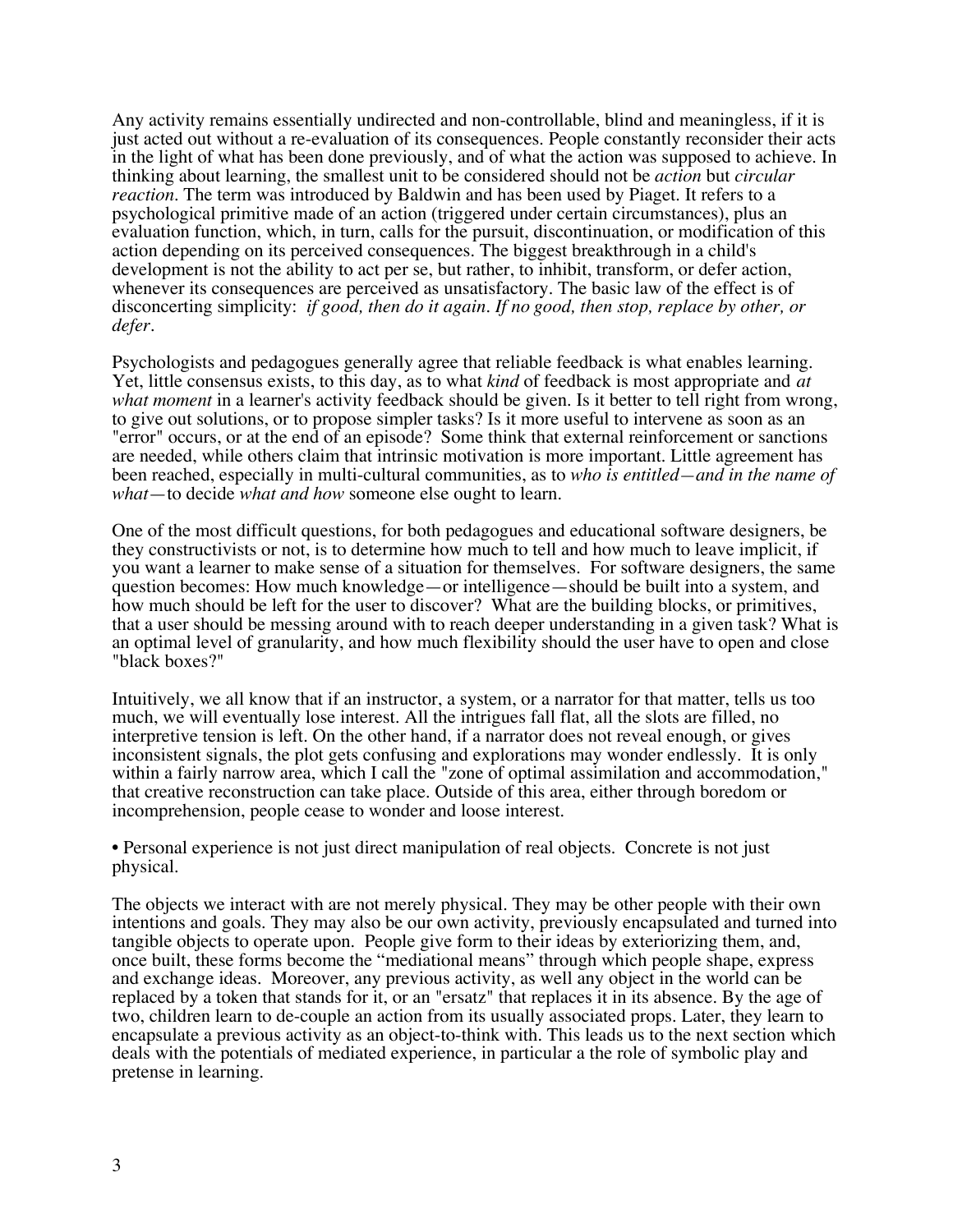Any activity remains essentially undirected and non-controllable, blind and meaningless, if it is just acted out without a re-evaluation of its consequences. People constantly reconsider their acts in the light of what has been done previously, and of what the action was supposed to achieve. In thinking about learning, the smallest unit to be considered should not be *action* but *circular reaction*. The term was introduced by Baldwin and has been used by Piaget. It refers to a psychological primitive made of an action (triggered under certain circumstances), plus an evaluation function, which, in turn, calls for the pursuit, discontinuation, or modification of this action depending on its perceived consequences. The biggest breakthrough in a child's development is not the ability to act per se, but rather, to inhibit, transform, or defer action, whenever its consequences are perceived as unsatisfactory. The basic law of the effect is of disconcerting simplicity: *if good, then do it again. If no good, then stop, replace by other, or defer*.

Psychologists and pedagogues generally agree that reliable feedback is what enables learning. Yet, little consensus exists, to this day, as to what *kind* of feedback is most appropriate and *at what moment* in a learner's activity feedback should be given. Is it better to tell right from wrong, to give out solutions, or to propose simpler tasks? Is it more useful to intervene as soon as an "error" occurs, or at the end of an episode? Some think that external reinforcement or sanctions are needed, while others claim that intrinsic motivation is more important. Little agreement has been reached, especially in multi-cultural communities, as to *who is entitled—and in the name of what*—to decide *what and how* someone else ought to learn.

One of the most difficult questions, for both pedagogues and educational software designers, be they constructivists or not, is to determine how much to tell and how much to leave implicit, if you want a learner to make sense of a situation for themselves. For software designers, the same question becomes: How much knowledge—or intelligence—should be built into a system, and how much should be left for the user to discover? What are the building blocks, or primitives, that a user should be messing around with to reach deeper understanding in a given task? What is an optimal level of granularity, and how much flexibility should the user have to open and close "black boxes?"

Intuitively, we all know that if an instructor, a system, or a narrator for that matter, tells us too much, we will eventually lose interest. All the intrigues fall flat, all the slots are filled, no interpretive tension is left. On the other hand, if a narrator does not reveal enough, or gives inconsistent signals, the plot gets confusing and explorations may wonder endlessly. It is only within a fairly narrow area, which I call the "zone of optimal assimilation and accommodation," that creative reconstruction can take place. Outside of this area, either through boredom or incomprehension, people cease to wonder and loose interest.

• Personal experience is not just direct manipulation of real objects. Concrete is not just physical.

The objects we interact with are not merely physical. They may be other people with their own intentions and goals. They may also be our own activity, previously encapsulated and turned into tangible objects to operate upon. People give form to their ideas by exteriorizing them, and, once built, these forms become the "mediational means" through which people shape, express and exchange ideas. Moreover, any previous activity, as well any object in the world can be replaced by a token that stands for it, or an "ersatz" that replaces it in its absence. By the age of two, children learn to de-couple an action from its usually associated props. Later, they learn to encapsulate a previous activity as an object-to-think with. This leads us to the next section which deals with the potentials of mediated experience, in particular a the role of symbolic play and pretense in learning.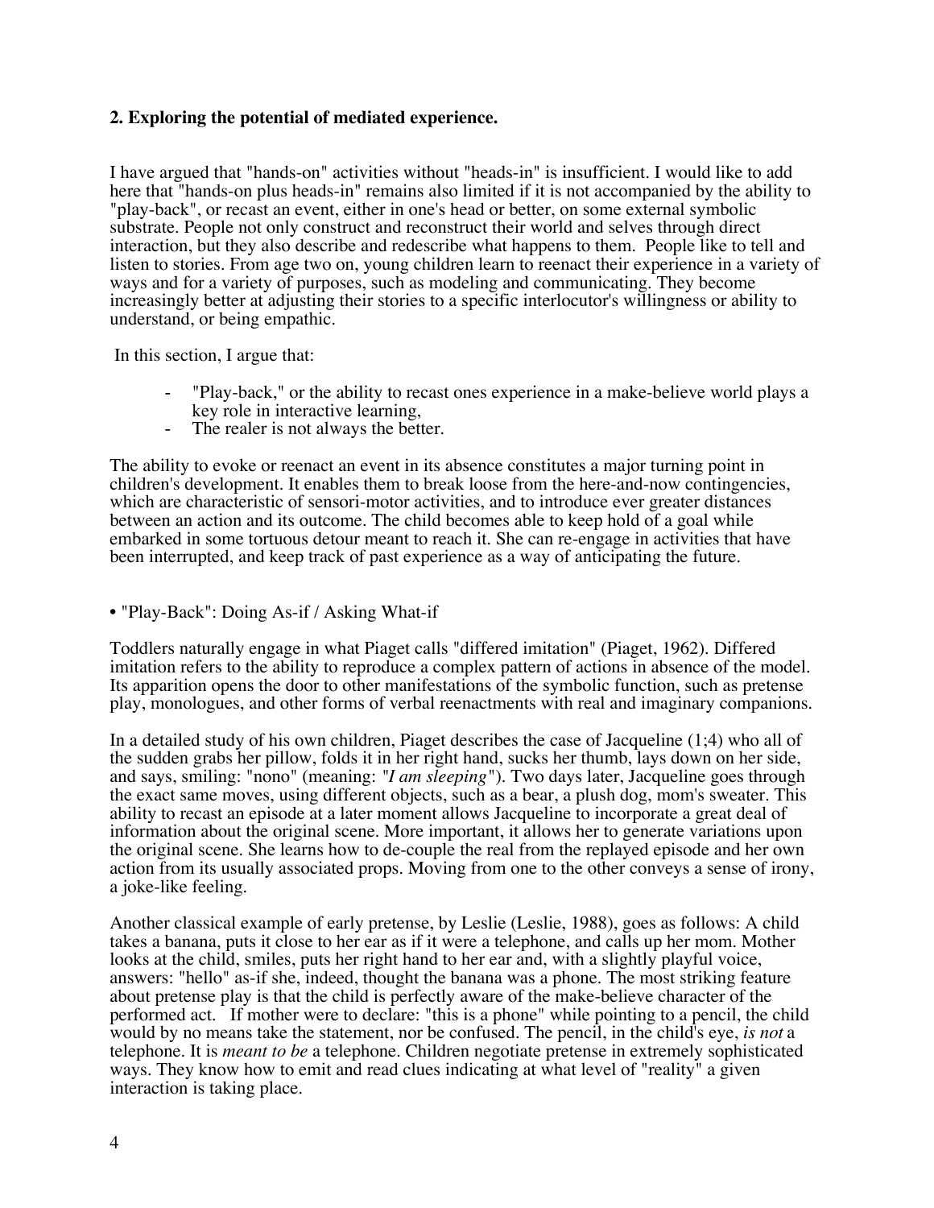## 2. Exploring the potential of mediated experience.

I have argued that "hands-on" activities without "heads-in" is insufficient. I would like to add here that "hands-on plus heads-in" remains also limited if it is not accompanied by the ability to "play-back", or recast an event, either in one's head or better, on some external symbolic substrate. People not only construct and reconstruct their world and selves through direct interaction, but they also describe and redescribe what happens to them. People like to tell and listen to stories. From age two on, young children learn to reenact their experience in a variety of ways and for a variety of purposes, such as modeling and communicating. They become increasingly better at adjusting their stories to a specific interlocutor's willingness or ability to understand, or being empathic.

In this section, I argue that:

- "Play-back," or the ability to recast ones experience in a make-believe world plays a key role in interactive learning,
- The realer is not always the better.

The ability to evoke or reenact an event in its absence constitutes a major turning point in children's development. It enables them to break loose from the here-and-now contingencies, which are characteristic of sensori-motor activities, and to introduce ever greater distances between an action and its outcome. The child becomes able to keep hold of a goal while embarked in some tortuous detour meant to reach it. She can re-engage in activities that have been interrupted, and keep track of past experience as a way of anticipating the future.

• "Play-Back": Doing As-if / Asking What-if

Toddlers naturally engage in what Piaget calls "differed imitation" (Piaget, 1962). Differed imitation refers to the ability to reproduce a complex pattern of actions in absence of the model. Its apparition opens the door to other manifestations of the symbolic function, such as pretense play, monologues, and other forms of verbal reenactments with real and imaginary companions.

In a detailed study of his own children, Piaget describes the case of Jacqueline (1;4) who all of the sudden grabs her pillow, folds it in her right hand, sucks her thumb, lays down on her side, and says, smiling: "nono" (meaning: "*I am sleeping*"). Two days later, Jacqueline goes through the exact same moves, using different objects, such as a bear, a plush dog, mom's sweater. This ability to recast an episode at a later moment allows Jacqueline to incorporate a great deal of information about the original scene. More important, it allows her to generate variations upon the original scene. She learns how to de-couple the real from the replayed episode and her own action from its usually associated props. Moving from one to the other conveys a sense of irony, a joke-like feeling.

Another classical example of early pretense, by Leslie (Leslie, 1988), goes as follows: A child takes a banana, puts it close to her ear as if it were a telephone, and calls up her mom. Mother looks at the child, smiles, puts her right hand to her ear and, with a slightly playful voice, answers: "hello" as-if she, indeed, thought the banana was a phone. The most striking feature about pretense play is that the child is perfectly aware of the make-believe character of the performed act. If mother were to declare: "this is a phone" while pointing to a pencil, the child would by no means take the statement, nor be confused. The pencil, in the child's eye, *is not* a telephone. It is *meant to be* a telephone. Children negotiate pretense in extremely sophisticated ways. They know how to emit and read clues indicating at what level of "reality" a given interaction is taking place.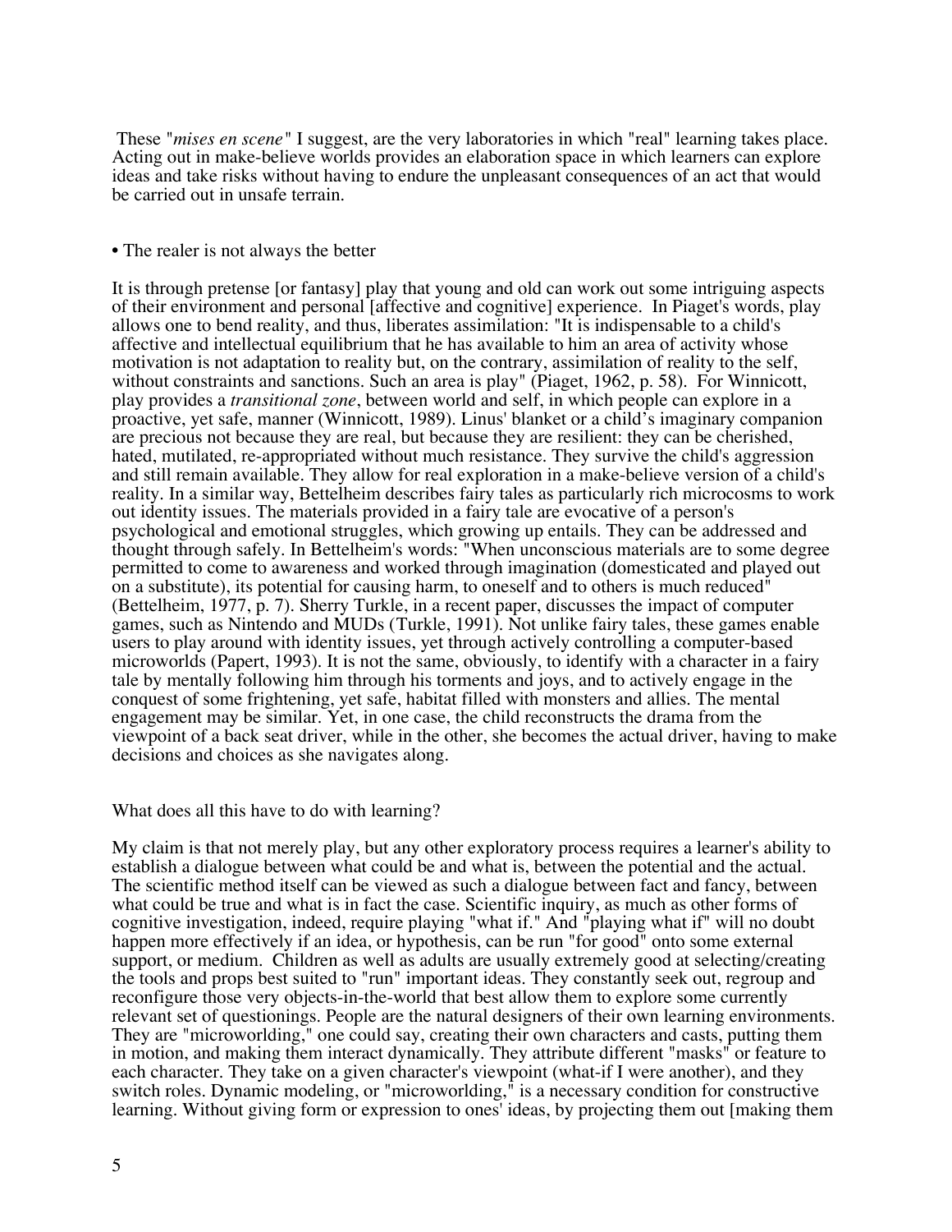These "*mises en scene"* I suggest, are the very laboratories in which "real" learning takes place. Acting out in make-believe worlds provides an elaboration space in which learners can explore ideas and take risks without having to endure the unpleasant consequences of an act that would be carried out in unsafe terrain.

• The realer is not always the better

It is through pretense [or fantasy] play that young and old can work out some intriguing aspects of their environment and personal [affective and cognitive] experience. In Piaget's words, play allows one to bend reality, and thus, liberates assimilation: "It is indispensable to a child's affective and intellectual equilibrium that he has available to him an area of activity whose motivation is not adaptation to reality but, on the contrary, assimilation of reality to the self, without constraints and sanctions. Such an area is play" (Piaget, 1962, p. 58). For Winnicott, play provides a *transitional zone*, between world and self, in which people can explore in a proactive, yet safe, manner (Winnicott, 1989). Linus' blanket or a child's imaginary companion are precious not because they are real, but because they are resilient: they can be cherished, hated, mutilated, re-appropriated without much resistance. They survive the child's aggression and still remain available. They allow for real exploration in a make-believe version of a child's reality. In a similar way, Bettelheim describes fairy tales as particularly rich microcosms to work out identity issues. The materials provided in a fairy tale are evocative of a person's psychological and emotional struggles, which growing up entails. They can be addressed and thought through safely. In Bettelheim's words: "When unconscious materials are to some degree permitted to come to awareness and worked through imagination (domesticated and played out on a substitute), its potential for causing harm, to oneself and to others is much reduced" (Bettelheim, 1977, p. 7). Sherry Turkle, in a recent paper, discusses the impact of computer games, such as Nintendo and MUDs (Turkle, 1991). Not unlike fairy tales, these games enable users to play around with identity issues, yet through actively controlling a computer-based microworlds (Papert, 1993). It is not the same, obviously, to identify with a character in a fairy tale by mentally following him through his torments and joys, and to actively engage in the conquest of some frightening, yet safe, habitat filled with monsters and allies. The mental engagement may be similar. Yet, in one case, the child reconstructs the drama from the viewpoint of a back seat driver, while in the other, she becomes the actual driver, having to make decisions and choices as she navigates along.

What does all this have to do with learning?

My claim is that not merely play, but any other exploratory process requires a learner's ability to establish a dialogue between what could be and what is, between the potential and the actual. The scientific method itself can be viewed as such a dialogue between fact and fancy, between what could be true and what is in fact the case. Scientific inquiry, as much as other forms of cognitive investigation, indeed, require playing "what if." And "playing what if" will no doubt happen more effectively if an idea, or hypothesis, can be run "for good" onto some external support, or medium. Children as well as adults are usually extremely good at selecting/creating the tools and props best suited to "run" important ideas. They constantly seek out, regroup and reconfigure those very objects-in-the-world that best allow them to explore some currently relevant set of questionings. People are the natural designers of their own learning environments. They are "microworlding," one could say, creating their own characters and casts, putting them in motion, and making them interact dynamically. They attribute different "masks" or feature to each character. They take on a given character's viewpoint (what-if I were another), and they switch roles. Dynamic modeling, or "microworlding," is a necessary condition for constructive learning. Without giving form or expression to ones' ideas, by projecting them out [making them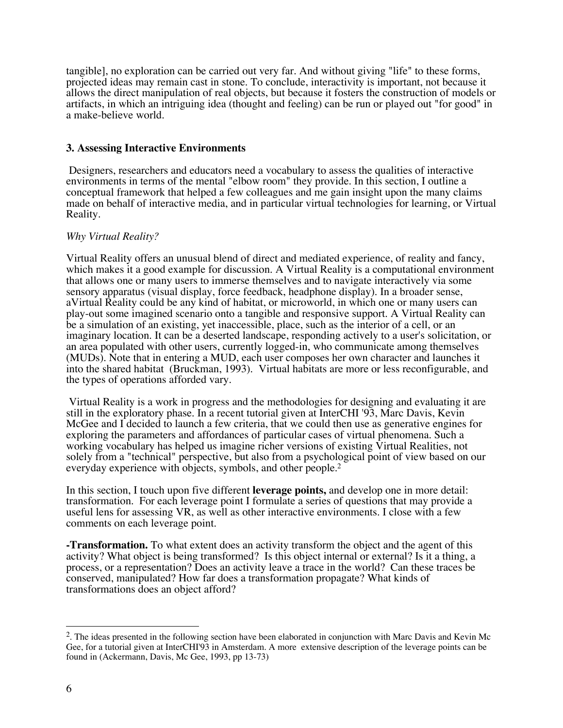tangible], no exploration can be carried out very far. And without giving "life" to these forms, projected ideas may remain cast in stone. To conclude, interactivity is important, not because it allows the direct manipulation of real objects, but because it fosters the construction of models or artifacts, in which an intriguing idea (thought and feeling) can be run or played out "for good" in a make-believe world.

### 3. Assessing Interactive Environments

Designers, researchers and educators need a vocabulary to assess the qualities of interactive environments in terms of the mental "elbow room" they provide. In this section, I outline a conceptual framework that helped a few colleagues and me gain insight upon the many claims made on behalf of interactive media, and in particular virtual technologies for learning, or Virtual Reality.

*Why Virtual Reality?*

Virtual Reality offers an unusual blend of direct and mediated experience, of reality and fancy, which makes it a good example for discussion. A Virtual Reality is a computational environment that allows one or many users to immerse themselves and to navigate interactively via some sensory apparatus (visual display, force feedback, headphone display). In a broader sense, aVirtual Reality could be any kind of habitat, or microworld, in which one or many users can play-out some imagined scenario onto a tangible and responsive support. A Virtual Reality can be a simulation of an existing, yet inaccessible, place, such as the interior of a cell, or an imaginary location. It can be a deserted landscape, responding actively to a user's solicitation, or an area populated with other users, currently logged-in, who communicate among themselves (MUDs). Note that in entering a MUD, each user composes her own character and launches it into the shared habitat (Bruckman, 1993). Virtual habitats are more or less reconfigurable, and the types of operations afforded vary.

Virtual Reality is a work in progress and the methodologies for designing and evaluating it are still in the exploratory phase. In a recent tutorial given at InterCHI '93, Marc Davis, Kevin McGee and I decided to launch a few criteria, that we could then use as generative engines for exploring the parameters and affordances of particular cases of virtual phenomena. Such a working vocabulary has helped us imagine richer versions of existing Virtual Realities, not solely from a "technical" perspective, but also from a psychological point of view based on our everyday experience with objects, symbols, and other people.[2]

In this section, I touch upon five different **leverage points,** and develop one in more detail: transformation. For each leverage point I formulate a series of questions that may provide a useful lens for assessing VR, as well as other interactive environments. I close with a few comments on each leverage point.

**-Transformation.** To what extent does an activity transform the object and the agent of this activity? What object is being transformed? Is this object internal or external? Is it a thing, a process, or a representation? Does an activity leave a trace in the world? Can these traces be conserved, manipulated? How far does a transformation propagate? What kinds of transformations does an object afford?

---

[2]. The ideas presented in the following section have been elaborated in conjunction with Marc Davis and Kevin Mc Gee, for a tutorial given at InterCHI'93 in Amsterdam. A more extensive description of the leverage points can be found in (Ackermann, Davis, Mc Gee, 1993, pp 13-73)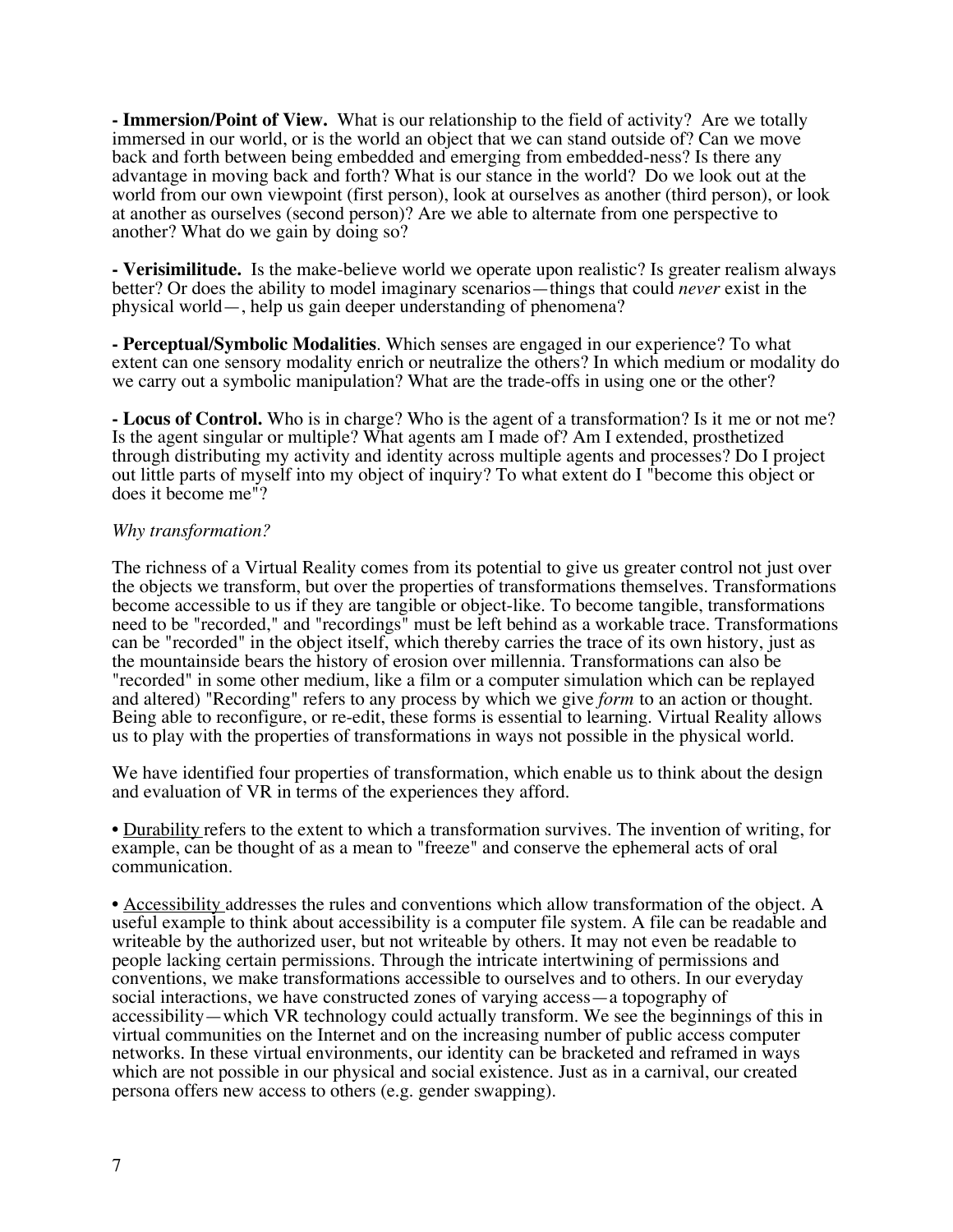**- Immersion/Point of View.** What is our relationship to the field of activity? Are we totally immersed in our world, or is the world an object that we can stand outside of? Can we move back and forth between being embedded and emerging from embedded-ness? Is there any advantage in moving back and forth? What is our stance in the world? Do we look out at the world from our own viewpoint (first person), look at ourselves as another (third person), or look at another as ourselves (second person)? Are we able to alternate from one perspective to another? What do we gain by doing so?

**- Verisimilitude.** Is the make-believe world we operate upon realistic? Is greater realism always better? Or does the ability to model imaginary scenarios—things that could *never* exist in the physical world—, help us gain deeper understanding of phenomena?

**- Perceptual/Symbolic Modalities**. Which senses are engaged in our experience? To what extent can one sensory modality enrich or neutralize the others? In which medium or modality do we carry out a symbolic manipulation? What are the trade-offs in using one or the other?

**- Locus of Control.** Who is in charge? Who is the agent of a transformation? Is it me or not me? Is the agent singular or multiple? What agents am I made of? Am I extended, prosthetized through distributing my activity and identity across multiple agents and processes? Do I project out little parts of myself into my object of inquiry? To what extent do I "become this object or does it become me"?

*Why transformation?*

The richness of a Virtual Reality comes from its potential to give us greater control not just over the objects we transform, but over the properties of transformations themselves. Transformations become accessible to us if they are tangible or object-like. To become tangible, transformations need to be "recorded," and "recordings" must be left behind as a workable trace. Transformations can be "recorded" in the object itself, which thereby carries the trace of its own history, just as the mountainside bears the history of erosion over millennia. Transformations can also be "recorded" in some other medium, like a film or a computer simulation which can be replayed and altered) "Recording" refers to any process by which we give *form* to an action or thought. Being able to reconfigure, or re-edit, these forms is essential to learning. Virtual Reality allows us to play with the properties of transformations in ways not possible in the physical world.

We have identified four properties of transformation, which enable us to think about the design and evaluation of VR in terms of the experiences they afford.

• <u>Durability</u> refers to the extent to which a transformation survives. The invention of writing, for example, can be thought of as a mean to "freeze" and conserve the ephemeral acts of oral communication.

• <u>Accessibility</u> addresses the rules and conventions which allow transformation of the object. A useful example to think about accessibility is a computer file system. A file can be readable and writeable by the authorized user, but not writeable by others. It may not even be readable to people lacking certain permissions. Through the intricate intertwining of permissions and conventions, we make transformations accessible to ourselves and to others. In our everyday social interactions, we have constructed zones of varying access—a topography of accessibility—which VR technology could actually transform. We see the beginnings of this in virtual communities on the Internet and on the increasing number of public access computer networks. In these virtual environments, our identity can be bracketed and reframed in ways which are not possible in our physical and social existence. Just as in a carnival, our created persona offers new access to others (e.g. gender swapping).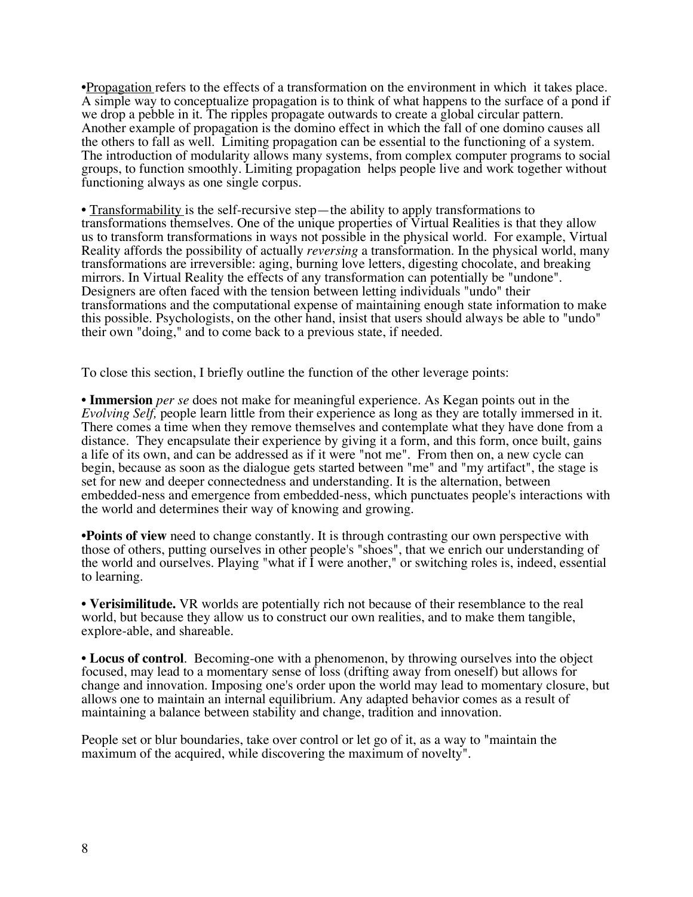•<u>Propagation</u> refers to the effects of a transformation on the environment in which it takes place. A simple way to conceptualize propagation is to think of what happens to the surface of a pond if we drop a pebble in it. The ripples propagate outwards to create a global circular pattern. Another example of propagation is the domino effect in which the fall of one domino causes all the others to fall as well. Limiting propagation can be essential to the functioning of a system. The introduction of modularity allows many systems, from complex computer programs to social groups, to function smoothly. Limiting propagation helps people live and work together without functioning always as one single corpus.

• <u>Transformability</u> is the self-recursive step—the ability to apply transformations to transformations themselves. One of the unique properties of Virtual Realities is that they allow us to transform transformations in ways not possible in the physical world. For example, Virtual Reality affords the possibility of actually *reversing* a transformation. In the physical world, many transformations are irreversible: aging, burning love letters, digesting chocolate, and breaking mirrors. In Virtual Reality the effects of any transformation can potentially be "undone". Designers are often faced with the tension between letting individuals "undo" their transformations and the computational expense of maintaining enough state information to make this possible. Psychologists, on the other hand, insist that users should always be able to "undo" their own "doing," and to come back to a previous state, if needed.

To close this section, I briefly outline the function of the other leverage points:

• **Immersion** *per se* does not make for meaningful experience. As Kegan points out in the *Evolving Self,* people learn little from their experience as long as they are totally immersed in it. There comes a time when they remove themselves and contemplate what they have done from a distance. They encapsulate their experience by giving it a form, and this form, once built, gains a life of its own, and can be addressed as if it were "not me". From then on, a new cycle can begin, because as soon as the dialogue gets started between "me" and "my artifact", the stage is set for new and deeper connectedness and understanding. It is the alternation, between embedded-ness and emergence from embedded-ness, which punctuates people's interactions with the world and determines their way of knowing and growing.

•**Points of view** need to change constantly. It is through contrasting our own perspective with those of others, putting ourselves in other people's "shoes", that we enrich our understanding of the world and ourselves. Playing "what if I were another," or switching roles is, indeed, essential to learning.

• **Verisimilitude.** VR worlds are potentially rich not because of their resemblance to the real world, but because they allow us to construct our own realities, and to make them tangible, explore-able, and shareable.

• **Locus of control**. Becoming-one with a phenomenon, by throwing ourselves into the object focused, may lead to a momentary sense of loss (drifting away from oneself) but allows for change and innovation. Imposing one's order upon the world may lead to momentary closure, but allows one to maintain an internal equilibrium. Any adapted behavior comes as a result of maintaining a balance between stability and change, tradition and innovation.

People set or blur boundaries, take over control or let go of it, as a way to "maintain the maximum of the acquired, while discovering the maximum of novelty".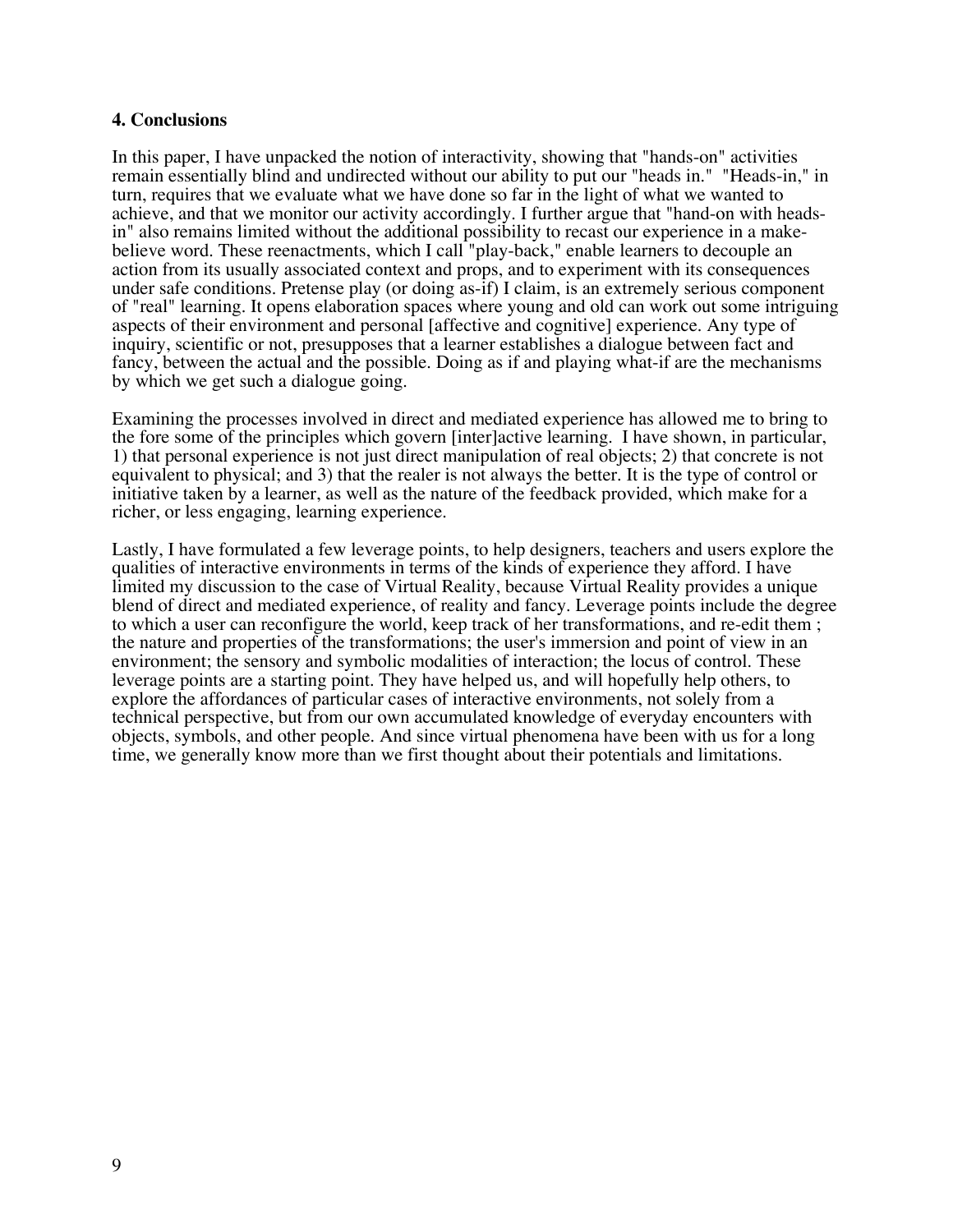### 4. Conclusions

In this paper, I have unpacked the notion of interactivity, showing that "hands-on" activities remain essentially blind and undirected without our ability to put our "heads in." "Heads-in," in turn, requires that we evaluate what we have done so far in the light of what we wanted to achieve, and that we monitor our activity accordingly. I further argue that "hand-on with heads-in" also remains limited without the additional possibility to recast our experience in a make-believe word. These reenactments, which I call "play-back," enable learners to decouple an action from its usually associated context and props, and to experiment with its consequences under safe conditions. Pretense play (or doing as-if) I claim, is an extremely serious component of "real" learning. It opens elaboration spaces where young and old can work out some intriguing aspects of their environment and personal [affective and cognitive] experience. Any type of inquiry, scientific or not, presupposes that a learner establishes a dialogue between fact and fancy, between the actual and the possible. Doing as if and playing what-if are the mechanisms by which we get such a dialogue going.

Examining the processes involved in direct and mediated experience has allowed me to bring to the fore some of the principles which govern [inter]active learning. I have shown, in particular, 1) that personal experience is not just direct manipulation of real objects; 2) that concrete is not equivalent to physical; and 3) that the realer is not always the better. It is the type of control or initiative taken by a learner, as well as the nature of the feedback provided, which make for a richer, or less engaging, learning experience.

Lastly, I have formulated a few leverage points, to help designers, teachers and users explore the qualities of interactive environments in terms of the kinds of experience they afford. I have limited my discussion to the case of Virtual Reality, because Virtual Reality provides a unique blend of direct and mediated experience, of reality and fancy. Leverage points include the degree to which a user can reconfigure the world, keep track of her transformations, and re-edit them ; the nature and properties of the transformations; the user's immersion and point of view in an environment; the sensory and symbolic modalities of interaction; the locus of control. These leverage points are a starting point. They have helped us, and will hopefully help others, to explore the affordances of particular cases of interactive environments, not solely from a technical perspective, but from our own accumulated knowledge of everyday encounters with objects, symbols, and other people. And since virtual phenomena have been with us for a long time, we generally know more than we first thought about their potentials and limitations.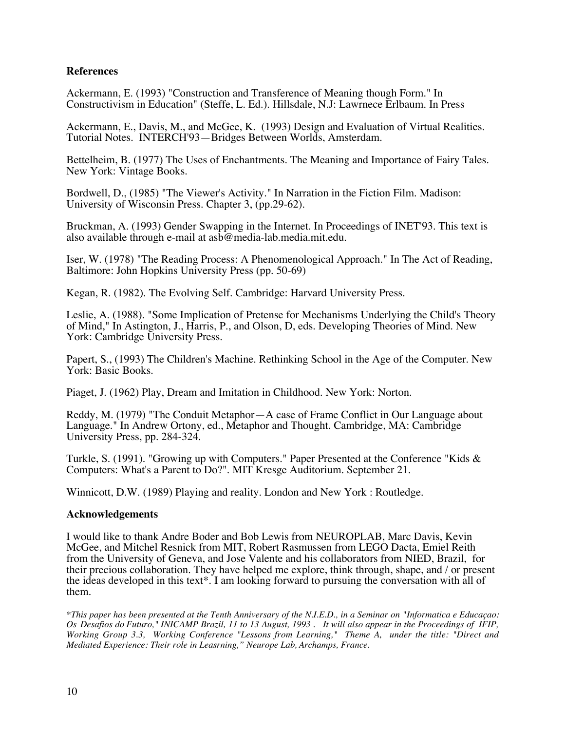**References**

Ackermann, E. (1993) "Construction and Transference of Meaning though Form." In Constructivism in Education" (Steffe, L. Ed.). Hillsdale, N.J: Lawrnece Erlbaum. In Press

Ackermann, E., Davis, M., and McGee, K. (1993) Design and Evaluation of Virtual Realities. Tutorial Notes. INTERCH'93—Bridges Between Worlds, Amsterdam.

Bettelheim, B. (1977) The Uses of Enchantments. The Meaning and Importance of Fairy Tales. New York: Vintage Books.

Bordwell, D., (1985) "The Viewer's Activity." In Narration in the Fiction Film. Madison: University of Wisconsin Press. Chapter 3, (pp.29-62).

Bruckman, A. (1993) Gender Swapping in the Internet. In Proceedings of INET'93. This text is also available through e-mail at asb@media-lab.media.mit.edu.

Iser, W. (1978) "The Reading Process: A Phenomenological Approach." In The Act of Reading, Baltimore: John Hopkins University Press (pp. 50-69)

Kegan, R. (1982). The Evolving Self. Cambridge: Harvard University Press.

Leslie, A. (1988). "Some Implication of Pretense for Mechanisms Underlying the Child's Theory of Mind," In Astington, J., Harris, P., and Olson, D, eds. Developing Theories of Mind. New York: Cambridge University Press.

Papert, S., (1993) The Children's Machine. Rethinking School in the Age of the Computer. New York: Basic Books.

Piaget, J. (1962) Play, Dream and Imitation in Childhood. New York: Norton.

Reddy, M. (1979) "The Conduit Metaphor—A case of Frame Conflict in Our Language about Language." In Andrew Ortony, ed., Metaphor and Thought. Cambridge, MA: Cambridge University Press, pp. 284-324.

Turkle, S. (1991). "Growing up with Computers." Paper Presented at the Conference "Kids & Computers: What's a Parent to Do?". MIT Kresge Auditorium. September 21.

Winnicott, D.W. (1989) Playing and reality. London and New York : Routledge.

**Acknowledgements**

I would like to thank Andre Boder and Bob Lewis from NEUROPLAB, Marc Davis, Kevin McGee, and Mitchel Resnick from MIT, Robert Rasmussen from LEGO Dacta, Emiel Reith from the University of Geneva, and Jose Valente and his collaborators from NIED, Brazil, for their precious collaboration. They have helped me explore, think through, shape, and / or present the ideas developed in this text*. I am looking forward to pursuing the conversation with all of them.

*\*This paper has been presented at the Tenth Anniversary of the N.I.E.D., in a Seminar on "Informatica e Educaçao: Os Desafios do Futuro," INICAMP Brazil, 11 to 13 August, 1993 . It will also appear in the Proceedings of IFIP, Working Group 3.3, Working Conference "Lessons from Learning," Theme A, under the title: "Direct and Mediated Experience: Their role in Leasrning," Neurope Lab, Archamps, France.*